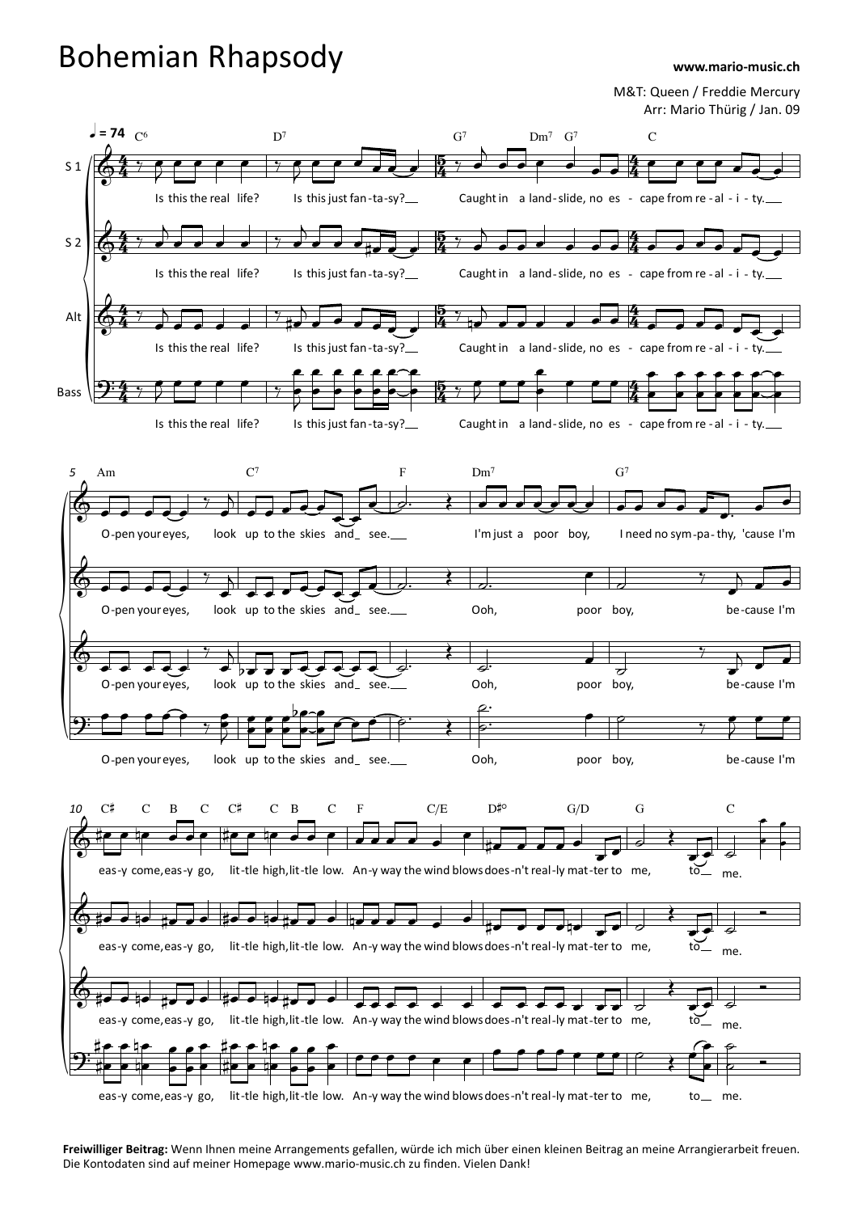# Bohemian Rhapsody

**www.mario-music.ch**

M&T: Queen / Freddie Mercury
Arr: Mario Thürig / Jan. 09

**Freiwilliger Beitrag:** Wenn Ihnen meine Arrangements gefallen, würde ich mich über einen kleinen Beitrag an meine Arrangierarbeit freuen. Die Kontodaten sind auf meiner Homepage www.mario-music.ch zu finden. Vielen Dank!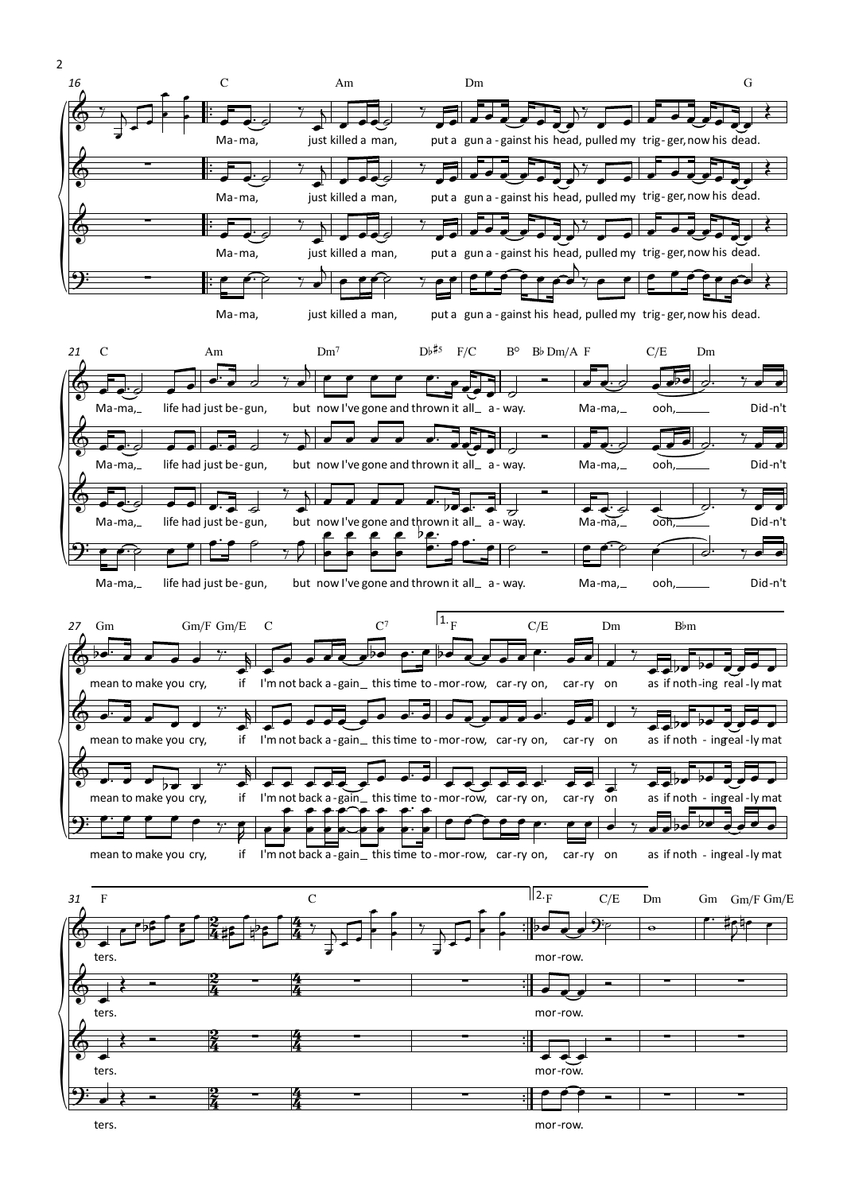16 C Am Dm G

Ma-ma, just killed a man, put a gun a-gainst his head, pulled my trig-ger, now his dead.

21 C Am Dm7 D♭♯5 F/C B° B♭ Dm/A F C/E Dm

Ma-ma, life had just be-gun, but now I've gone and thrown it all a-way. Ma-ma, ooh, Did-n't

27 Gm Gm/F Gm/E C C7 1. F C/E Dm B♭m

mean to make you cry, if I'm not back a-gain this time to-mor-row, car-ry on, car-ry on as if noth-ing real-ly mat

31 F C 2. F C/E Dm Gm Gm/F Gm/E

ters. mor-row.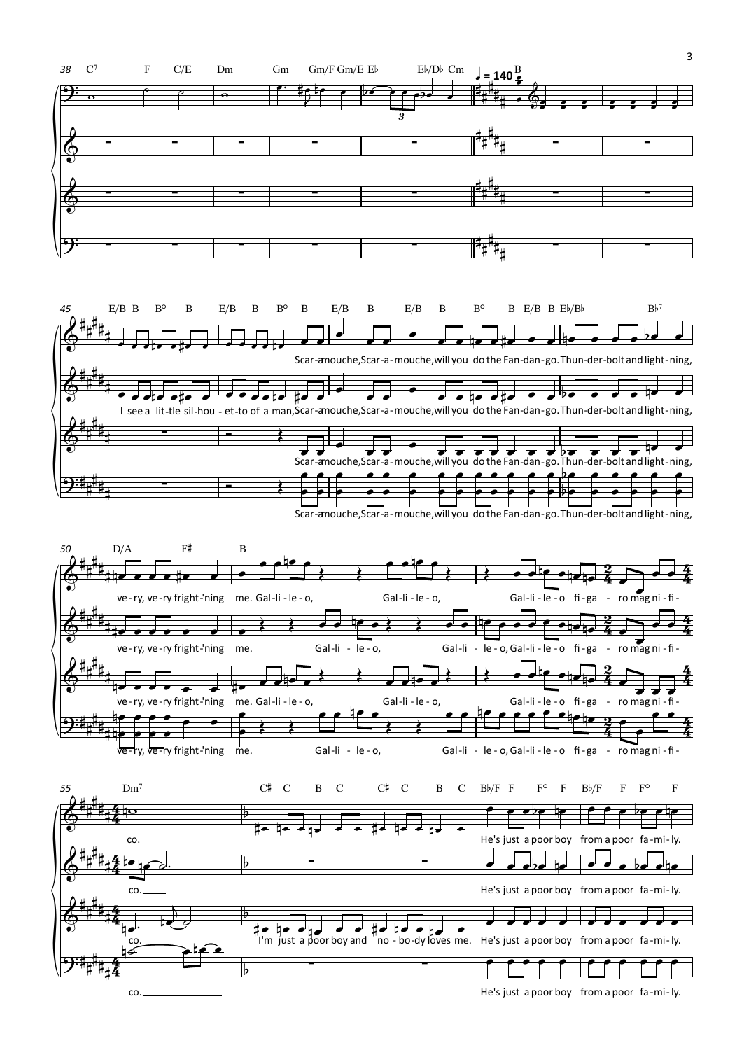38 C7 F C/E Dm Gm Gm/F Gm/E E♭ E♭/D♭ Cm ♩ = 140 B

45 E/B B B° B E/B B B° B E/B B E/B B B° B E/B B E♭/B♭ B♭7

Scar-amouche, Scar-a-mouche, will you do the Fan-dan-go. Thun-der-bolt and light-ning,

I see a lit-tle sil-hou - et-to of a man, Scar-amouche, Scar-a-mouche, will you do the Fan-dan-go. Thun-der-bolt and light-ning,

Scar-amouche, Scar-a-mouche, will you do the Fan-dan-go. Thun-der-bolt and light-ning,

Scar-amouche, Scar-a-mouche, will you do the Fan-dan-go. Thun-der-bolt and light-ning,

50 D/A F♯ B

ve - ry, ve - ry fright-'ning me. Gal - li - le - o, Gal - li - le - o, Gal - li - le - o fi - ga - ro mag ni - fi -

ve - ry, ve - ry fright-'ning me. Gal - li - le - o, Gal - li - le - o, Gal - li - le - o fi - ga - ro mag ni - fi -

ve - ry, ve - ry fright-'ning me. Gal - li - le - o, Gal - li - le - o, Gal - li - le - o fi - ga - ro mag ni - fi -

ve - ry, ve - ry fright-'ning me. Gal - li - le - o, Gal - li - le - o, Gal - li - le - o fi - ga - ro mag ni - fi -

55 Dm7 C♯ C B C C♯ C B C B♭/F F F° F B♭/F F F° F

co. He's just a poor boy from a poor fa - mi - ly.

co. He's just a poor boy from a poor fa - mi - ly.

co. I'm just a poor boy and no - bo - dy loves me. He's just a poor boy from a poor fa - mi - ly.

co. He's just a poor boy from a poor fa - mi - ly.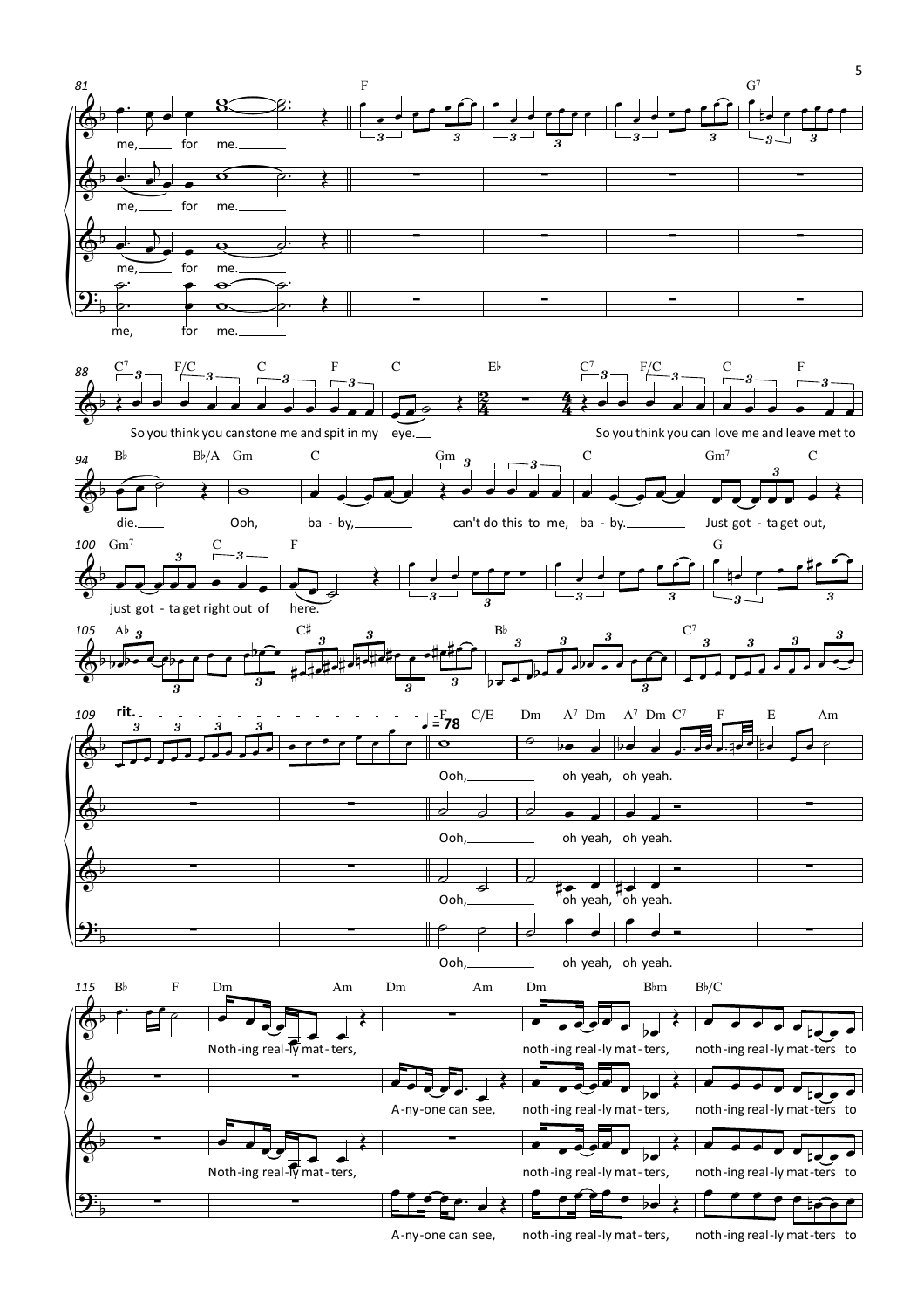me, for me.

So you think you can stone me and spit in my eye.

So you think you can love me and leave me to die.

Ooh, ba - by,

can't do this to me, ba - by.

Just got - ta get out, just got - ta get right out of here.

rit.

♩ = 78

Ooh, oh yeah, oh yeah.

Noth-ing real-ly mat-ters,

A-ny-one can see,

noth-ing real-ly mat-ters, noth-ing real-ly mat-ters to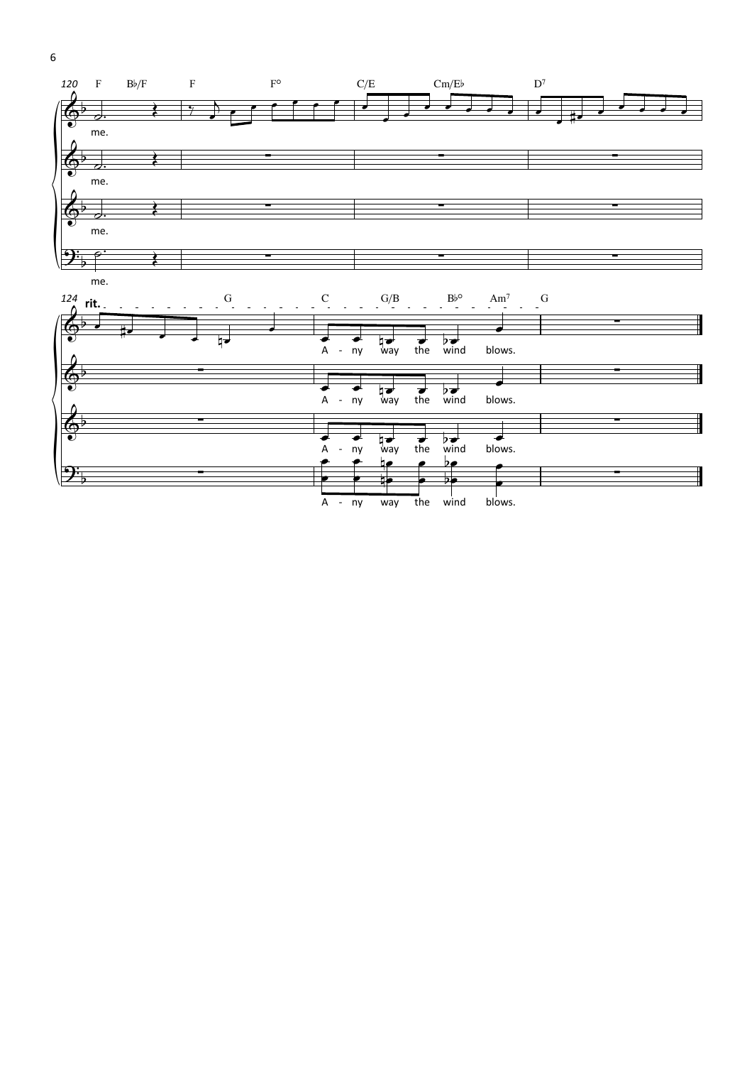120 F B♭/F F F° C/E Cm/E♭ D7

me.

me.

me.

me.

124 rit. G C G/B B♭° Am7 G

A - ny way the wind blows.

A - ny way the wind blows.

A - ny way the wind blows.

A - ny way the wind blows.